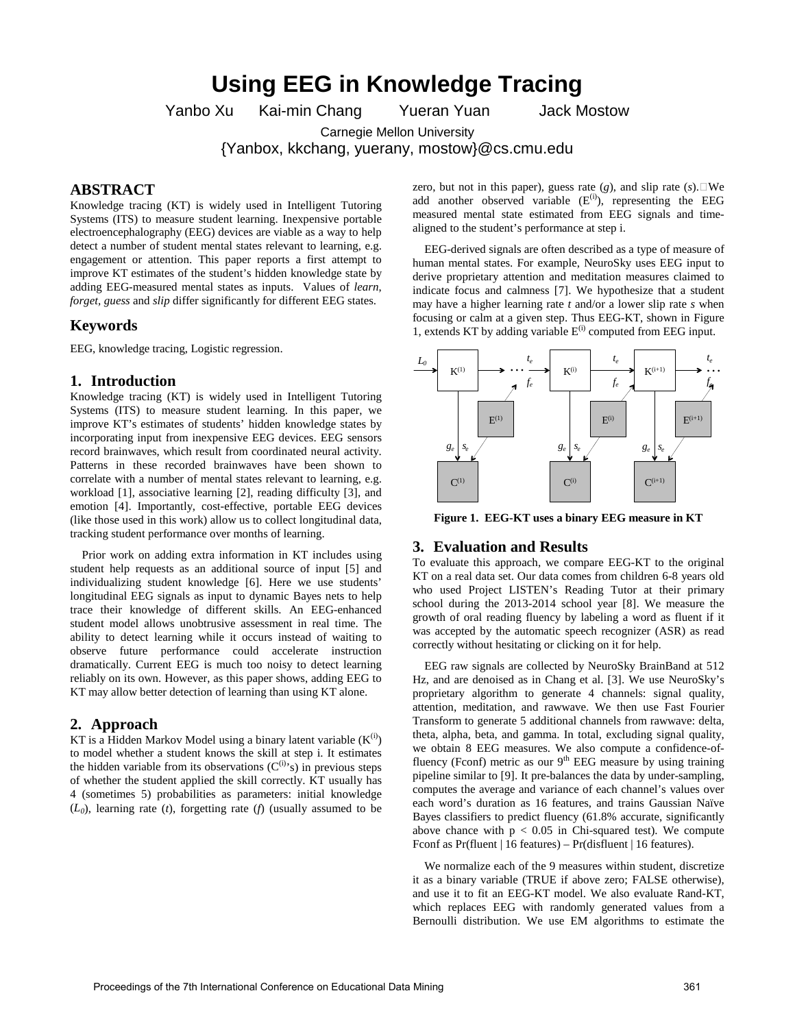# Using EEG in Knowledge Tracing

Yanbo Xu Kai-min Chang Yueran Yuan Jack Mostow

Carnegie Mellon University

{Yanbox, kkchang, yuerany, mostow}@cs.cmu.edu

## ABSTRACT

Knowledge tracing (KT) is widely used in Intelligent Tutoring Systems (ITS) to measure student learning. Inexpensive portable electroencephalography (EEG) devices are viable as a way to help detect a number of student mental states relevant to learning, e.g. engagement or attention. This paper reports a first attempt to improve KT estimates of the student's hidden knowledge state by adding EEG-measured mental states as inputs. Values of *learn, forget, guess* and *slip* differ significantly for different EEG states.

## Keywords

EEG, knowledge tracing, Logistic regression.

## 1. Introduction

Knowledge tracing (KT) is widely used in Intelligent Tutoring Systems (ITS) to measure student learning. In this paper, we improve KT's estimates of students' hidden knowledge states by incorporating input from inexpensive EEG devices. EEG sensors record brainwaves, which result from coordinated neural activity. Patterns in these recorded brainwaves have been shown to correlate with a number of mental states relevant to learning, e.g. workload [1], associative learning [2], reading difficulty [3], and emotion [4]. Importantly, cost-effective, portable EEG devices (like those used in this work) allow us to collect longitudinal data, tracking student performance over months of learning.

Prior work on adding extra information in KT includes using student help requests as an additional source of input [5] and individualizing student knowledge [6]. Here we use students' longitudinal EEG signals as input to dynamic Bayes nets to help trace their knowledge of different skills. An EEG-enhanced student model allows unobtrusive assessment in real time. The ability to detect learning while it occurs instead of waiting to observe future performance could accelerate instruction dramatically. Current EEG is much too noisy to detect learning reliably on its own. However, as this paper shows, adding EEG to KT may allow better detection of learning than using KT alone.

## 2. Approach

KT is a Hidden Markov Model using a binary latent variable ($K^{(i)}$) to model whether a student knows the skill at step i. It estimates the hidden variable from its observations ($C^{(i)}$'s) in previous steps of whether the student applied the skill correctly. KT usually has 4 (sometimes 5) probabilities as parameters: initial knowledge ($L_0$), learning rate ($t$), forgetting rate ($f$) (usually assumed to be zero, but not in this paper), guess rate ($g$), and slip rate ($s$). We add another observed variable ($E^{(i)}$), representing the EEG measured mental state estimated from EEG signals and time-aligned to the student's performance at step i.

EEG-derived signals are often described as a type of measure of human mental states. For example, NeuroSky uses EEG input to derive proprietary attention and meditation measures claimed to indicate focus and calmness [7]. We hypothesize that a student may have a higher learning rate *t* and/or a lower slip rate *s* when focusing or calm at a given step. Thus EEG-KT, shown in Figure 1, extends KT by adding variable $E^{(i)}$ computed from EEG input.

**Figure 1. EEG-KT uses a binary EEG measure in KT**

## 3. Evaluation and Results

To evaluate this approach, we compare EEG-KT to the original KT on a real data set. Our data comes from children 6-8 years old who used Project LISTEN's Reading Tutor at their primary school during the 2013-2014 school year [8]. We measure the growth of oral reading fluency by labeling a word as fluent if it was accepted by the automatic speech recognizer (ASR) as read correctly without hesitating or clicking on it for help.

EEG raw signals are collected by NeuroSky BrainBand at 512 Hz, and are denoised as in Chang et al. [3]. We use NeuroSky's proprietary algorithm to generate 4 channels: signal quality, attention, meditation, and rawwave. We then use Fast Fourier Transform to generate 5 additional channels from rawwave: delta, theta, alpha, beta, and gamma. In total, excluding signal quality, we obtain 8 EEG measures. We also compute a confidence-of-fluency (Fconf) metric as our 9th EEG measure by using training pipeline similar to [9]. It pre-balances the data by under-sampling, computes the average and variance of each channel's values over each word's duration as 16 features, and trains Gaussian Naïve Bayes classifiers to predict fluency (61.8% accurate, significantly above chance with $p < 0.05$ in Chi-squared test). We compute Fconf as Pr(fluent | 16 features) – Pr(disfluent | 16 features).

We normalize each of the 9 measures within student, discretize it as a binary variable (TRUE if above zero; FALSE otherwise), and use it to fit an EEG-KT model. We also evaluate Rand-KT, which replaces EEG with randomly generated values from a Bernoulli distribution. We use EM algorithms to estimate the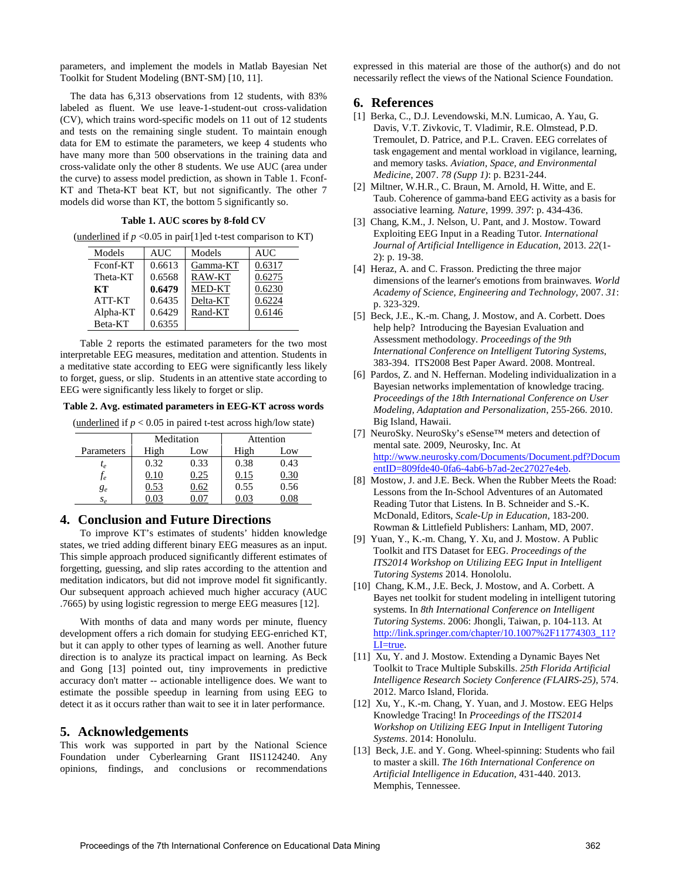parameters, and implement the models in Matlab Bayesian Net Toolkit for Student Modeling (BNT-SM) [10, 11].

The data has 6,313 observations from 12 students, with 83% labeled as fluent. We use leave-1-student-out cross-validation (CV), which trains word-specific models on 11 out of 12 students and tests on the remaining single student. To maintain enough data for EM to estimate the parameters, we keep 4 students who have many more than 500 observations in the training data and cross-validate only the other 8 students. We use AUC (area under the curve) to assess model prediction, as shown in Table 1. Fconf-KT and Theta-KT beat KT, but not significantly. The other 7 models did worse than KT, the bottom 5 significantly so.

**Table 1. AUC scores by 8-fold CV**

(underlined if $p$ <0.05 in pair[1]ed t-test comparison to KT)

| Models | AUC | Models | AUC |
|---|---|---|---|
| Fconf-KT | 0.6613 | Gamma-KT | 0.6317 |
| Theta-KT | 0.6568 | RAW-KT | 0.6275 |
| **KT** | **0.6479** | MED-KT | 0.6230 |
| ATT-KT | 0.6435 | Delta-KT | 0.6224 |
| Alpha-KT | 0.6429 | Rand-KT | 0.6146 |
| Beta-KT | 0.6355 | | |

Table 2 reports the estimated parameters for the two most interpretable EEG measures, meditation and attention. Students in a meditative state according to EEG were significantly less likely to forget, guess, or slip. Students in an attentive state according to EEG were significantly less likely to forget or slip.

**Table 2. Avg. estimated parameters in EEG-KT across words**

(underlined if $p$ < 0.05 in paired t-test across high/low state)

| | Meditation | | Attention | |
|---|---|---|---|---|
| Parameters | High | Low | High | Low |
| $t_e$ | 0.32 | 0.33 | 0.38 | 0.43 |
| $f_e$ | 0.10 | 0.25 | 0.15 | 0.30 |
| $g_e$ | 0.53 | 0.62 | 0.55 | 0.56 |
| $s_e$ | 0.03 | 0.07 | 0.03 | 0.08 |

## 4. Conclusion and Future Directions

To improve KT's estimates of students' hidden knowledge states, we tried adding different binary EEG measures as an input. This simple approach produced significantly different estimates of forgetting, guessing, and slip rates according to the attention and meditation indicators, but did not improve model fit significantly. Our subsequent approach achieved much higher accuracy (AUC .7665) by using logistic regression to merge EEG measures [12].

With months of data and many words per minute, fluency development offers a rich domain for studying EEG-enriched KT, but it can apply to other types of learning as well. Another future direction is to analyze its practical impact on learning. As Beck and Gong [13] pointed out, tiny improvements in predictive accuracy don't matter -- actionable intelligence does. We want to estimate the possible speedup in learning from using EEG to detect it as it occurs rather than wait to see it in later performance.

## 5. Acknowledgements

This work was supported in part by the National Science Foundation under Cyberlearning Grant IIS1124240. Any opinions, findings, and conclusions or recommendations expressed in this material are those of the author(s) and do not necessarily reflect the views of the National Science Foundation.

## 6. References

[1] Berka, C., D.J. Levendowski, M.N. Lumicao, A. Yau, G. Davis, V.T. Zivkovic, T. Vladimir, R.E. Olmstead, P.D. Tremoulet, D. Patrice, and P.L. Craven. EEG correlates of task engagement and mental workload in vigilance, learning, and memory tasks. *Aviation, Space, and Environmental Medicine*, 2007. *78 (Supp 1)*: p. B231-244.

[2] Miltner, W.H.R., C. Braun, M. Arnold, H. Witte, and E. Taub. Coherence of gamma-band EEG activity as a basis for associative learning. *Nature*, 1999. *397*: p. 434-436.

[3] Chang, K.M., J. Nelson, U. Pant, and J. Mostow. Toward Exploiting EEG Input in a Reading Tutor. *International Journal of Artificial Intelligence in Education*, 2013. *22*(1-2): p. 19-38.

[4] Heraz, A. and C. Frasson. Predicting the three major dimensions of the learner's emotions from brainwaves. *World Academy of Science, Engineering and Technology*, 2007. *31*: p. 323-329.

[5] Beck, J.E., K.-m. Chang, J. Mostow, and A. Corbett. Does help help? Introducing the Bayesian Evaluation and Assessment methodology. *Proceedings of the 9th International Conference on Intelligent Tutoring Systems*, 383-394. ITS2008 Best Paper Award. 2008. Montreal.

[6] Pardos, Z. and N. Heffernan. Modeling individualization in a Bayesian networks implementation of knowledge tracing. *Proceedings of the 18th International Conference on User Modeling, Adaptation and Personalization*, 255-266. 2010. Big Island, Hawaii.

[7] NeuroSky. NeuroSky's eSense™ meters and detection of mental sate. 2009, Neurosky, Inc. At http://www.neurosky.com/Documents/Document.pdf?DocumentID=809fde40-0fa6-4ab6-b7ad-2ec27027e4eb.

[8] Mostow, J. and J.E. Beck. When the Rubber Meets the Road: Lessons from the In-School Adventures of an Automated Reading Tutor that Listens. In B. Schneider and S.-K. McDonald, Editors, *Scale-Up in Education*, 183-200. Rowman & Littlefield Publishers: Lanham, MD, 2007.

[9] Yuan, Y., K.-m. Chang, Y. Xu, and J. Mostow. A Public Toolkit and ITS Dataset for EEG. *Proceedings of the ITS2014 Workshop on Utilizing EEG Input in Intelligent Tutoring Systems* 2014. Honolulu.

[10] Chang, K.M., J.E. Beck, J. Mostow, and A. Corbett. A Bayes net toolkit for student modeling in intelligent tutoring systems. In *8th International Conference on Intelligent Tutoring Systems*. 2006: Jhongli, Taiwan, p. 104-113. At http://link.springer.com/chapter/10.1007%2F11774303_11?LI=true.

[11] Xu, Y. and J. Mostow. Extending a Dynamic Bayes Net Toolkit to Trace Multiple Subskills. *25th Florida Artificial Intelligence Research Society Conference (FLAIRS-25)*, 574. 2012. Marco Island, Florida.

[12] Xu, Y., K.-m. Chang, Y. Yuan, and J. Mostow. EEG Helps Knowledge Tracing! In *Proceedings of the ITS2014 Workshop on Utilizing EEG Input in Intelligent Tutoring Systems*. 2014: Honolulu.

[13] Beck, J.E. and Y. Gong. Wheel-spinning: Students who fail to master a skill. *The 16th International Conference on Artificial Intelligence in Education*, 431-440. 2013. Memphis, Tennessee.